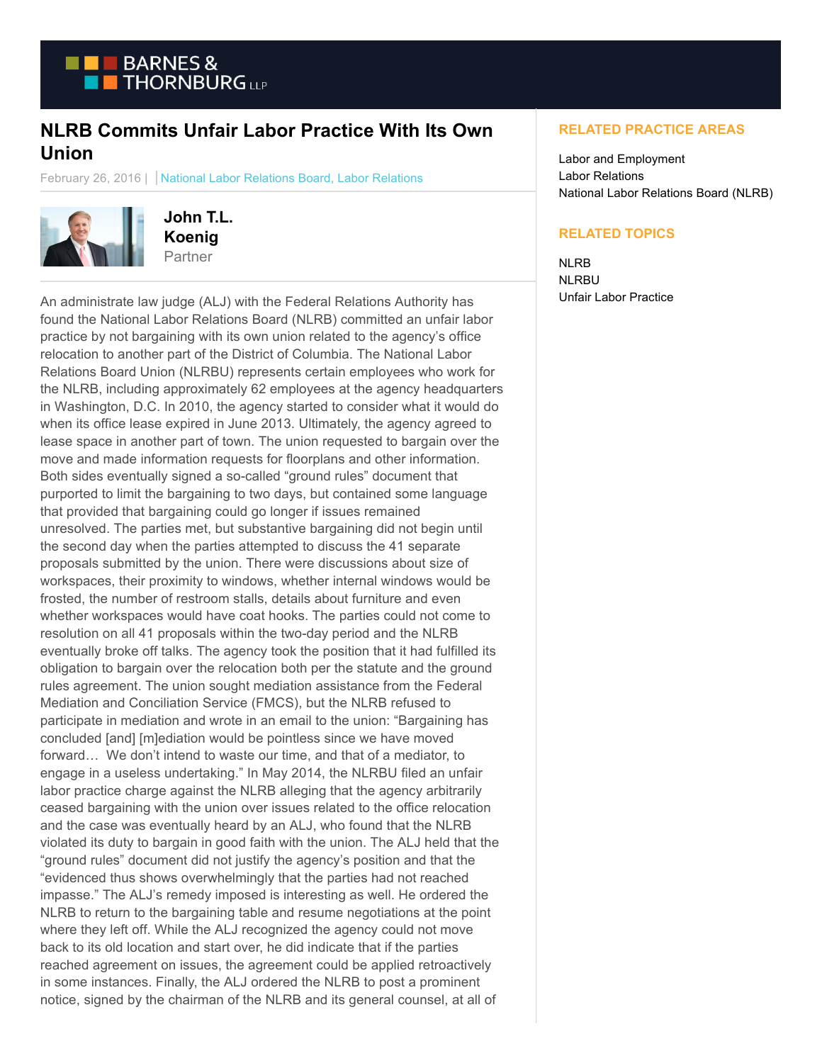# NLRB Commits Unfair Labor Practice With Its Own Union

February 26, 2016 | National Labor Relations Board, Labor Relations

**John T.L. Koenig**
Partner

An administrate law judge (ALJ) with the Federal Relations Authority has found the National Labor Relations Board (NLRB) committed an unfair labor practice by not bargaining with its own union related to the agency's office relocation to another part of the District of Columbia. The National Labor Relations Board Union (NLRBU) represents certain employees who work for the NLRB, including approximately 62 employees at the agency headquarters in Washington, D.C. In 2010, the agency started to consider what it would do when its office lease expired in June 2013. Ultimately, the agency agreed to lease space in another part of town. The union requested to bargain over the move and made information requests for floorplans and other information. Both sides eventually signed a so-called "ground rules" document that purported to limit the bargaining to two days, but contained some language that provided that bargaining could go longer if issues remained unresolved. The parties met, but substantive bargaining did not begin until the second day when the parties attempted to discuss the 41 separate proposals submitted by the union. There were discussions about size of workspaces, their proximity to windows, whether internal windows would be frosted, the number of restroom stalls, details about furniture and even whether workspaces would have coat hooks. The parties could not come to resolution on all 41 proposals within the two-day period and the NLRB eventually broke off talks. The agency took the position that it had fulfilled its obligation to bargain over the relocation both per the statute and the ground rules agreement. The union sought mediation assistance from the Federal Mediation and Conciliation Service (FMCS), but the NLRB refused to participate in mediation and wrote in an email to the union: "Bargaining has concluded [and] [m]ediation would be pointless since we have moved forward… We don't intend to waste our time, and that of a mediator, to engage in a useless undertaking." In May 2014, the NLRBU filed an unfair labor practice charge against the NLRB alleging that the agency arbitrarily ceased bargaining with the union over issues related to the office relocation and the case was eventually heard by an ALJ, who found that the NLRB violated its duty to bargain in good faith with the union. The ALJ held that the "ground rules" document did not justify the agency's position and that the "evidenced thus shows overwhelmingly that the parties had not reached impasse." The ALJ's remedy imposed is interesting as well. He ordered the NLRB to return to the bargaining table and resume negotiations at the point where they left off. While the ALJ recognized the agency could not move back to its old location and start over, he did indicate that if the parties reached agreement on issues, the agreement could be applied retroactively in some instances. Finally, the ALJ ordered the NLRB to post a prominent notice, signed by the chairman of the NLRB and its general counsel, at all of

## RELATED PRACTICE AREAS

Labor and Employment
Labor Relations
National Labor Relations Board (NLRB)

## RELATED TOPICS

NLRB
NLRBU
Unfair Labor Practice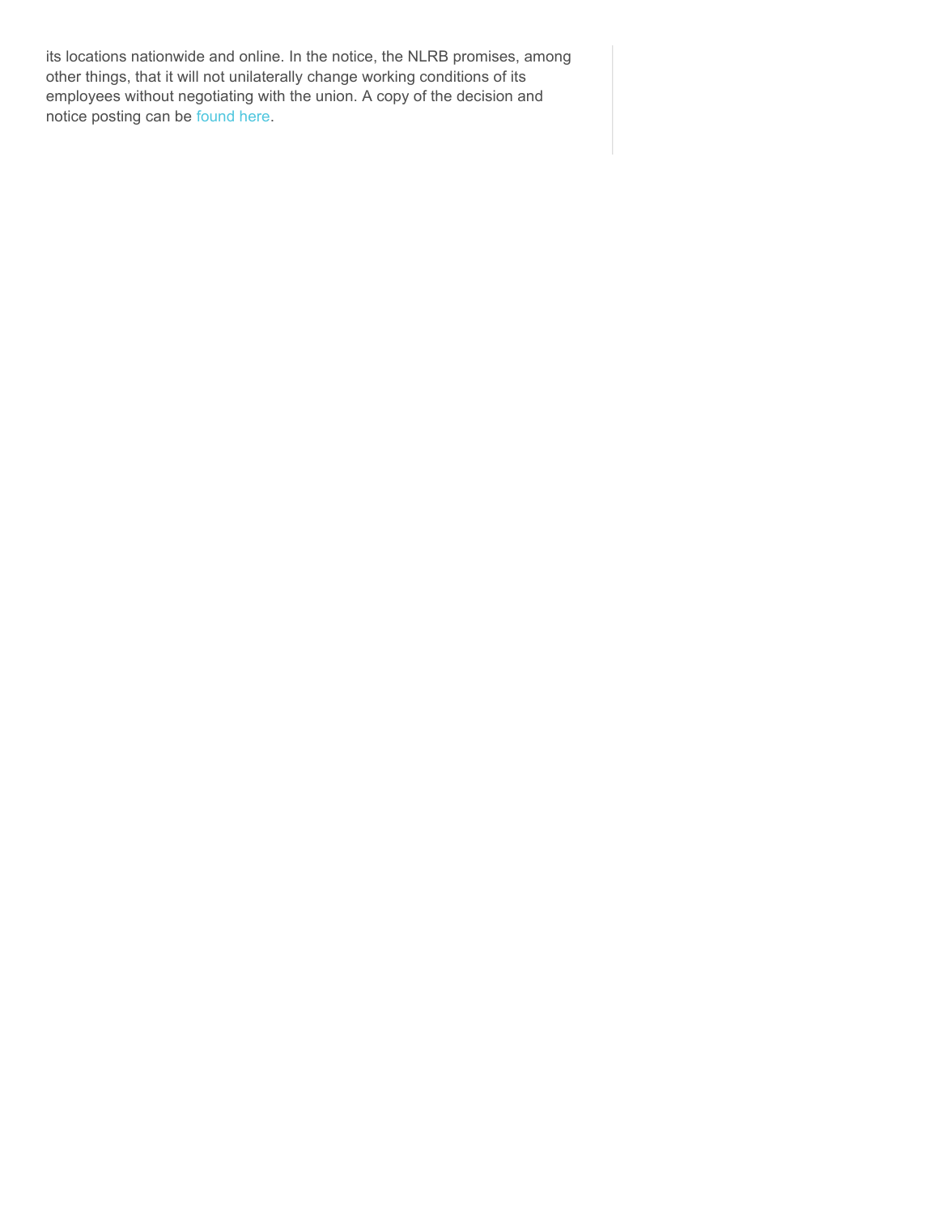its locations nationwide and online. In the notice, the NLRB promises, among other things, that it will not unilaterally change working conditions of its employees without negotiating with the union. A copy of the decision and notice posting can be found here.